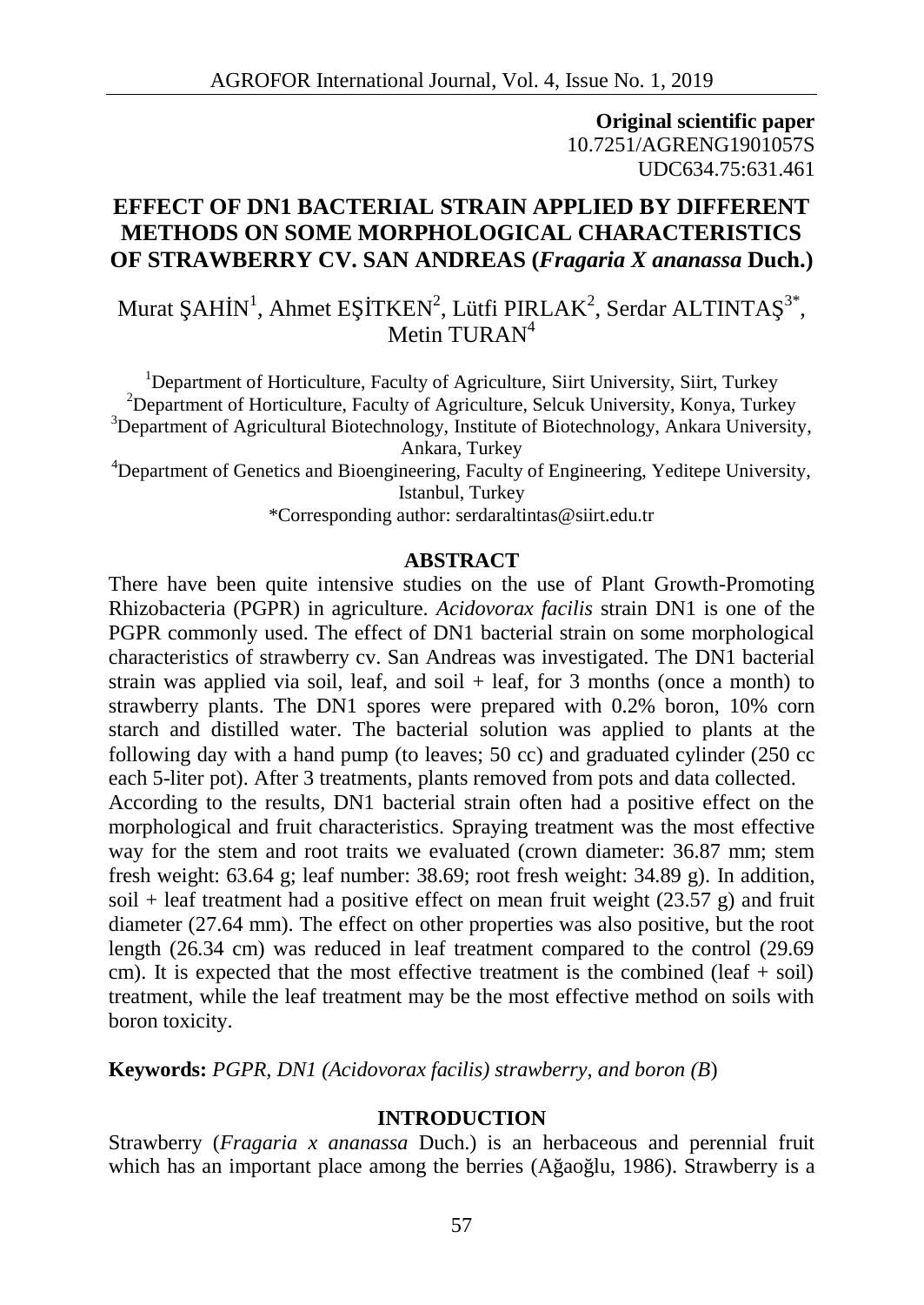**Original scientific paper**
10.7251/AGRENG1901057S
UDC634.75:631.461

# EFFECT OF DN1 BACTERIAL STRAIN APPLIED BY DIFFERENT METHODS ON SOME MORPHOLOGICAL CHARACTERISTICS OF STRAWBERRY CV. SAN ANDREAS (*Fragaria X ananassa* Duch.)

Murat ŞAHİN[1], Ahmet EŞİTKEN[2], Lütfi PIRLAK[2], Serdar ALTINTAŞ[3*], Metin TURAN[4]

[1]Department of Horticulture, Faculty of Agriculture, Siirt University, Siirt, Turkey
[2]Department of Horticulture, Faculty of Agriculture, Selcuk University, Konya, Turkey
[3]Department of Agricultural Biotechnology, Institute of Biotechnology, Ankara University, Ankara, Turkey
[4]Department of Genetics and Bioengineering, Faculty of Engineering, Yeditepe University, Istanbul, Turkey
*Corresponding author: serdaraltintas@siirt.edu.tr

## ABSTRACT

There have been quite intensive studies on the use of Plant Growth-Promoting Rhizobacteria (PGPR) in agriculture. *Acidovorax facilis* strain DN1 is one of the PGPR commonly used. The effect of DN1 bacterial strain on some morphological characteristics of strawberry cv. San Andreas was investigated. The DN1 bacterial strain was applied via soil, leaf, and soil + leaf, for 3 months (once a month) to strawberry plants. The DN1 spores were prepared with 0.2% boron, 10% corn starch and distilled water. The bacterial solution was applied to plants at the following day with a hand pump (to leaves; 50 cc) and graduated cylinder (250 cc each 5-liter pot). After 3 treatments, plants removed from pots and data collected.
According to the results, DN1 bacterial strain often had a positive effect on the morphological and fruit characteristics. Spraying treatment was the most effective way for the stem and root traits we evaluated (crown diameter: 36.87 mm; stem fresh weight: 63.64 g; leaf number: 38.69; root fresh weight: 34.89 g). In addition, soil + leaf treatment had a positive effect on mean fruit weight (23.57 g) and fruit diameter (27.64 mm). The effect on other properties was also positive, but the root length (26.34 cm) was reduced in leaf treatment compared to the control (29.69 cm). It is expected that the most effective treatment is the combined (leaf + soil) treatment, while the leaf treatment may be the most effective method on soils with boron toxicity.

**Keywords:** *PGPR, DN1 (Acidovorax facilis) strawberry, and boron (B)*

## INTRODUCTION

Strawberry (*Fragaria x ananassa* Duch.) is an herbaceous and perennial fruit which has an important place among the berries (Ağaoğlu, 1986). Strawberry is a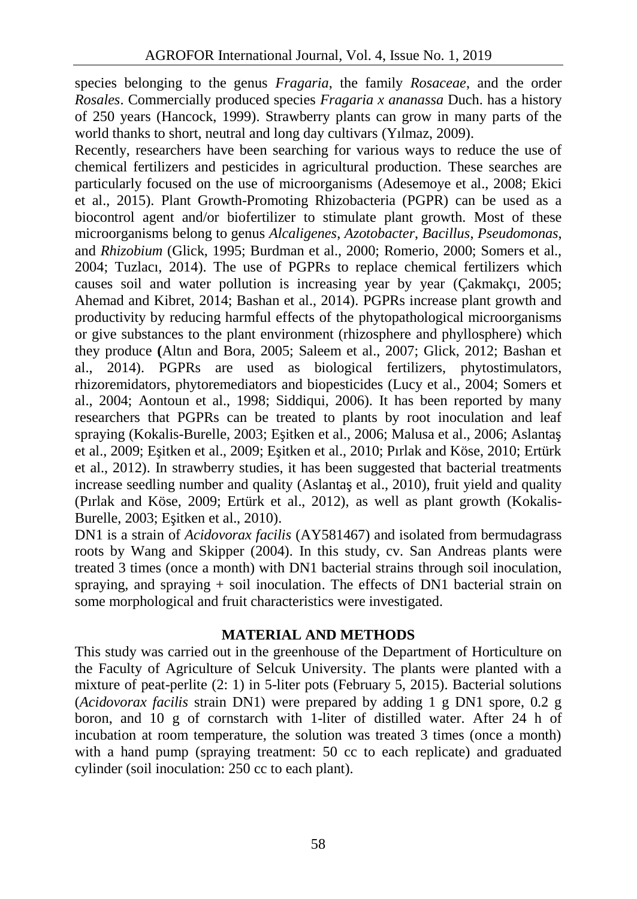species belonging to the genus *Fragaria*, the family *Rosaceae*, and the order *Rosales*. Commercially produced species *Fragaria x ananassa* Duch. has a history of 250 years (Hancock, 1999). Strawberry plants can grow in many parts of the world thanks to short, neutral and long day cultivars (Yılmaz, 2009).

Recently, researchers have been searching for various ways to reduce the use of chemical fertilizers and pesticides in agricultural production. These searches are particularly focused on the use of microorganisms (Adesemoye et al., 2008; Ekici et al., 2015). Plant Growth-Promoting Rhizobacteria (PGPR) can be used as a biocontrol agent and/or biofertilizer to stimulate plant growth. Most of these microorganisms belong to genus *Alcaligenes*, *Azotobacter*, *Bacillus*, *Pseudomonas*, and *Rhizobium* (Glick, 1995; Burdman et al., 2000; Romerio, 2000; Somers et al., 2004; Tuzlacı, 2014). The use of PGPRs to replace chemical fertilizers which causes soil and water pollution is increasing year by year (Çakmakçı, 2005; Ahemad and Kibret, 2014; Bashan et al., 2014). PGPRs increase plant growth and productivity by reducing harmful effects of the phytopathological microorganisms or give substances to the plant environment (rhizosphere and phyllosphere) which they produce **(**Altın and Bora, 2005; Saleem et al., 2007; Glick, 2012; Bashan et al., 2014). PGPRs are used as biological fertilizers, phytostimulators, rhizoremidators, phytoremediators and biopesticides (Lucy et al., 2004; Somers et al., 2004; Aontoun et al., 1998; Siddiqui, 2006). It has been reported by many researchers that PGPRs can be treated to plants by root inoculation and leaf spraying (Kokalis-Burelle, 2003; Eşitken et al., 2006; Malusa et al., 2006; Aslantaş et al., 2009; Eşitken et al., 2009; Eşitken et al., 2010; Pırlak and Köse, 2010; Ertürk et al., 2012). In strawberry studies, it has been suggested that bacterial treatments increase seedling number and quality (Aslantaş et al., 2010), fruit yield and quality (Pırlak and Köse, 2009; Ertürk et al., 2012), as well as plant growth (Kokalis-Burelle, 2003; Eşitken et al., 2010).

DN1 is a strain of *Acidovorax facilis* (AY581467) and isolated from bermudagrass roots by Wang and Skipper (2004). In this study, cv. San Andreas plants were treated 3 times (once a month) with DN1 bacterial strains through soil inoculation, spraying, and spraying + soil inoculation. The effects of DN1 bacterial strain on some morphological and fruit characteristics were investigated.

## MATERIAL AND METHODS

This study was carried out in the greenhouse of the Department of Horticulture on the Faculty of Agriculture of Selcuk University. The plants were planted with a mixture of peat-perlite (2: 1) in 5-liter pots (February 5, 2015). Bacterial solutions (*Acidovorax facilis* strain DN1) were prepared by adding 1 g DN1 spore, 0.2 g boron, and 10 g of cornstarch with 1-liter of distilled water. After 24 h of incubation at room temperature, the solution was treated 3 times (once a month) with a hand pump (spraying treatment: 50 cc to each replicate) and graduated cylinder (soil inoculation: 250 cc to each plant).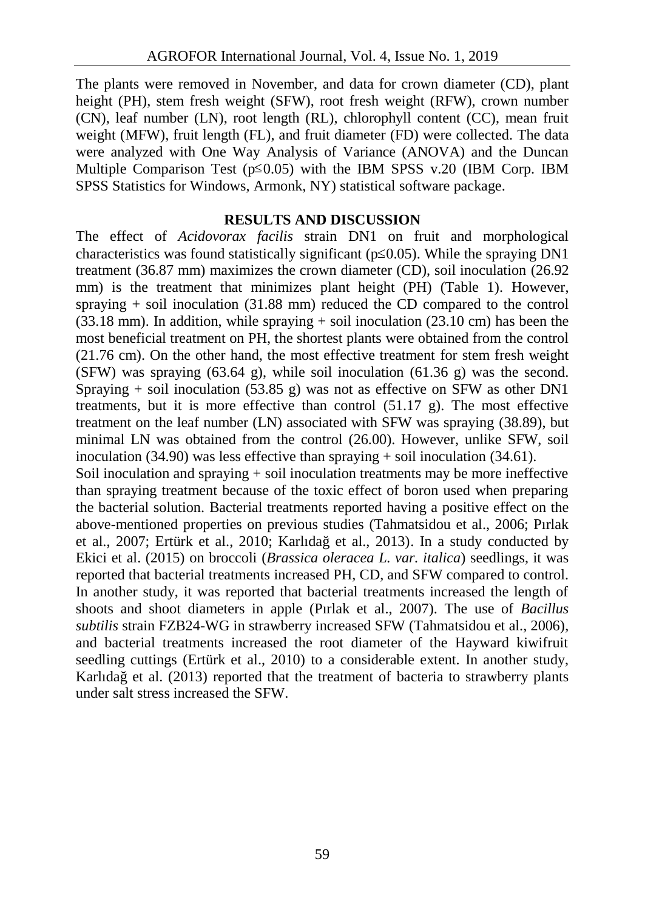The plants were removed in November, and data for crown diameter (CD), plant height (PH), stem fresh weight (SFW), root fresh weight (RFW), crown number (CN), leaf number (LN), root length (RL), chlorophyll content (CC), mean fruit weight (MFW), fruit length (FL), and fruit diameter (FD) were collected. The data were analyzed with One Way Analysis of Variance (ANOVA) and the Duncan Multiple Comparison Test ($p \leq 0.05$) with the IBM SPSS v.20 (IBM Corp. IBM SPSS Statistics for Windows, Armonk, NY) statistical software package.

## RESULTS AND DISCUSSION

The effect of *Acidovorax facilis* strain DN1 on fruit and morphological characteristics was found statistically significant ($p \leq 0.05$). While the spraying DN1 treatment (36.87 mm) maximizes the crown diameter (CD), soil inoculation (26.92 mm) is the treatment that minimizes plant height (PH) (Table 1). However, spraying + soil inoculation (31.88 mm) reduced the CD compared to the control (33.18 mm). In addition, while spraying + soil inoculation (23.10 cm) has been the most beneficial treatment on PH, the shortest plants were obtained from the control (21.76 cm). On the other hand, the most effective treatment for stem fresh weight (SFW) was spraying (63.64 g), while soil inoculation (61.36 g) was the second. Spraying + soil inoculation (53.85 g) was not as effective on SFW as other DN1 treatments, but it is more effective than control (51.17 g). The most effective treatment on the leaf number (LN) associated with SFW was spraying (38.89), but minimal LN was obtained from the control (26.00). However, unlike SFW, soil inoculation (34.90) was less effective than spraying + soil inoculation (34.61).

Soil inoculation and spraying + soil inoculation treatments may be more ineffective than spraying treatment because of the toxic effect of boron used when preparing the bacterial solution. Bacterial treatments reported having a positive effect on the above-mentioned properties on previous studies (Tahmatsidou et al., 2006; Pırlak et al., 2007; Ertürk et al., 2010; Karlıdağ et al., 2013). In a study conducted by Ekici et al. (2015) on broccoli (*Brassica oleracea L. var. italica*) seedlings, it was reported that bacterial treatments increased PH, CD, and SFW compared to control. In another study, it was reported that bacterial treatments increased the length of shoots and shoot diameters in apple (Pırlak et al., 2007). The use of *Bacillus subtilis* strain FZB24-WG in strawberry increased SFW (Tahmatsidou et al., 2006), and bacterial treatments increased the root diameter of the Hayward kiwifruit seedling cuttings (Ertürk et al., 2010) to a considerable extent. In another study, Karlıdağ et al. (2013) reported that the treatment of bacteria to strawberry plants under salt stress increased the SFW.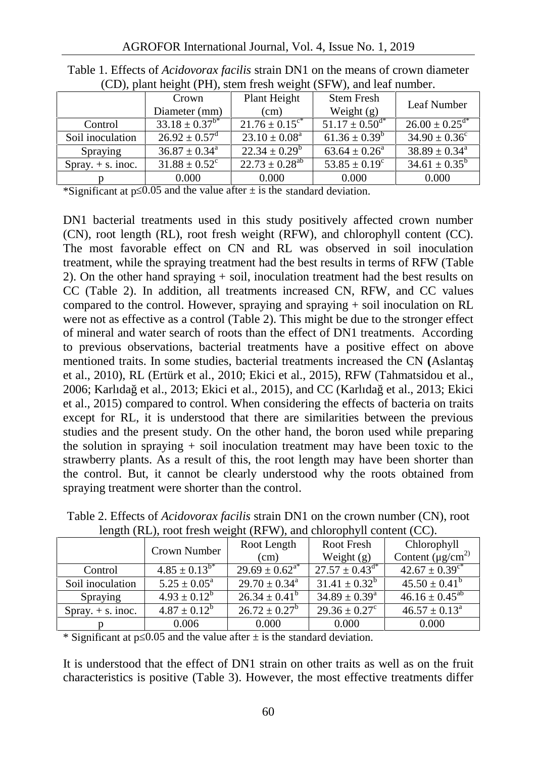Table 1. Effects of *Acidovorax facilis* strain DN1 on the means of crown diameter (CD), plant height (PH), stem fresh weight (SFW), and leaf number.

| | Crown Diameter (mm) | Plant Height (cm) | Stem Fresh Weight (g) | Leaf Number |
|---|---|---|---|---|
| Control | $33.18 \pm 0.37^{b*}$ | $21.76 \pm 0.15^{c*}$ | $51.17 \pm 0.50^{d*}$ | $26.00 \pm 0.25^{d*}$ |
| Soil inoculation | $26.92 \pm 0.57^{d}$ | $23.10 \pm 0.08^{a}$ | $61.36 \pm 0.39^{b}$ | $34.90 \pm 0.36^{c}$ |
| Spraying | $36.87 \pm 0.34^{a}$ | $22.34 \pm 0.29^{b}$ | $63.64 \pm 0.26^{a}$ | $38.89 \pm 0.34^{a}$ |
| Spray. + s. inoc. | $31.88 \pm 0.52^{c}$ | $22.73 \pm 0.28^{ab}$ | $53.85 \pm 0.19^{c}$ | $34.61 \pm 0.35^{b}$ |
| p | 0.000 | 0.000 | 0.000 | 0.000 |

*Significant at $p \leq 0.05$ and the value after ± is the standard deviation.

DN1 bacterial treatments used in this study positively affected crown number (CN), root length (RL), root fresh weight (RFW), and chlorophyll content (CC). The most favorable effect on CN and RL was observed in soil inoculation treatment, while the spraying treatment had the best results in terms of RFW (Table 2). On the other hand spraying + soil, inoculation treatment had the best results on CC (Table 2). In addition, all treatments increased CN, RFW, and CC values compared to the control. However, spraying and spraying + soil inoculation on RL were not as effective as a control (Table 2). This might be due to the stronger effect of mineral and water search of roots than the effect of DN1 treatments. According to previous observations, bacterial treatments have a positive effect on above mentioned traits. In some studies, bacterial treatments increased the CN **(**Aslantaş et al., 2010), RL (Ertürk et al., 2010; Ekici et al., 2015), RFW (Tahmatsidou et al., 2006; Karlıdağ et al., 2013; Ekici et al., 2015), and CC (Karlıdağ et al., 2013; Ekici et al., 2015) compared to control. When considering the effects of bacteria on traits except for RL, it is understood that there are similarities between the previous studies and the present study. On the other hand, the boron used while preparing the solution in spraying + soil inoculation treatment may have been toxic to the strawberry plants. As a result of this, the root length may have been shorter than the control. But, it cannot be clearly understood why the roots obtained from spraying treatment were shorter than the control.

Table 2. Effects of *Acidovorax facilis* strain DN1 on the crown number (CN), root length (RL), root fresh weight (RFW), and chlorophyll content (CC).

| | Crown Number | Root Length (cm) | Root Fresh Weight (g) | Chlorophyll Content (μg/cm$^{2}$) |
|---|---|---|---|---|
| Control | $4.85 \pm 0.13^{b*}$ | $29.69 \pm 0.62^{a*}$ | $27.57 \pm 0.43^{d*}$ | $42.67 \pm 0.39^{c*}$ |
| Soil inoculation | $5.25 \pm 0.05^{a}$ | $29.70 \pm 0.34^{a}$ | $31.41 \pm 0.32^{b}$ | $45.50 \pm 0.41^{b}$ |
| Spraying | $4.93 \pm 0.12^{b}$ | $26.34 \pm 0.41^{b}$ | $34.89 \pm 0.39^{a}$ | $46.16 \pm 0.45^{ab}$ |
| Spray. + s. inoc. | $4.87 \pm 0.12^{b}$ | $26.72 \pm 0.27^{b}$ | $29.36 \pm 0.27^{c}$ | $46.57 \pm 0.13^{a}$ |
| p | 0.006 | 0.000 | 0.000 | 0.000 |

\* Significant at $p \leq 0.05$ and the value after ± is the standard deviation.

It is understood that the effect of DN1 strain on other traits as well as on the fruit characteristics is positive (Table 3). However, the most effective treatments differ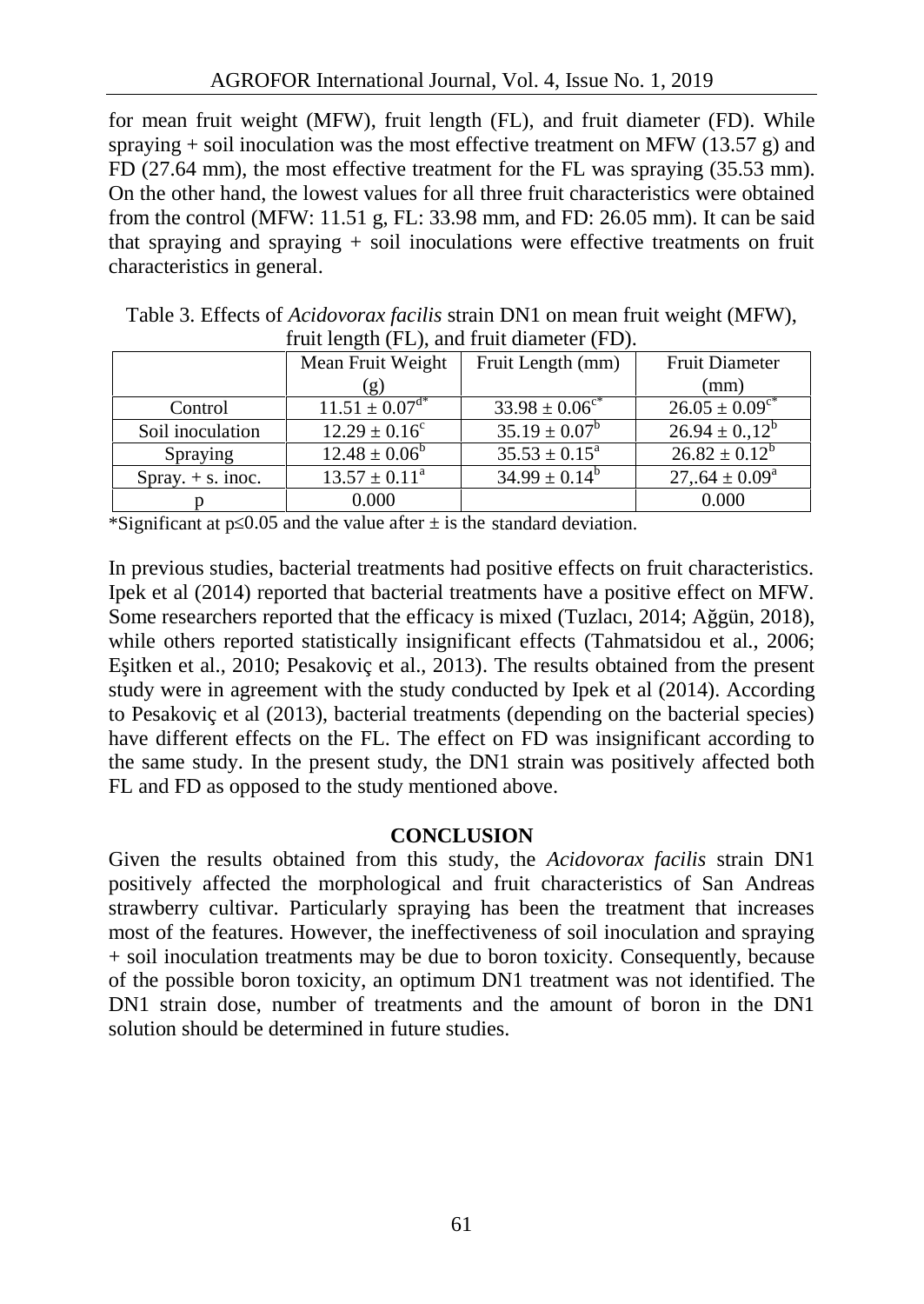for mean fruit weight (MFW), fruit length (FL), and fruit diameter (FD). While spraying + soil inoculation was the most effective treatment on MFW (13.57 g) and FD (27.64 mm), the most effective treatment for the FL was spraying (35.53 mm). On the other hand, the lowest values for all three fruit characteristics were obtained from the control (MFW: 11.51 g, FL: 33.98 mm, and FD: 26.05 mm). It can be said that spraying and spraying + soil inoculations were effective treatments on fruit characteristics in general.

Table 3. Effects of *Acidovorax facilis* strain DN1 on mean fruit weight (MFW), fruit length (FL), and fruit diameter (FD).

| | Mean Fruit Weight (g) | Fruit Length (mm) | Fruit Diameter (mm) |
|---|---|---|---|
| Control | $11.51 \pm 0.07^{d*}$ | $33.98 \pm 0.06^{c*}$ | $26.05 \pm 0.09^{c*}$ |
| Soil inoculation | $12.29 \pm 0.16^{c}$ | $35.19 \pm 0.07^{b}$ | $26.94 \pm 0.,12^{b}$ |
| Spraying | $12.48 \pm 0.06^{b}$ | $35.53 \pm 0.15^{a}$ | $26.82 \pm 0.12^{b}$ |
| Spray. + s. inoc. | $13.57 \pm 0.11^{a}$ | $34.99 \pm 0.14^{b}$ | $27,.64 \pm 0.09^{a}$ |
| p | 0.000 | | 0.000 |

*Significant at $p \leq 0.05$ and the value after ± is the standard deviation.

In previous studies, bacterial treatments had positive effects on fruit characteristics. Ipek et al (2014) reported that bacterial treatments have a positive effect on MFW. Some researchers reported that the efficacy is mixed (Tuzlacı, 2014; Ağgün, 2018), while others reported statistically insignificant effects (Tahmatsidou et al., 2006; Eşitken et al., 2010; Pesakoviç et al., 2013). The results obtained from the present study were in agreement with the study conducted by Ipek et al (2014). According to Pesakoviç et al (2013), bacterial treatments (depending on the bacterial species) have different effects on the FL. The effect on FD was insignificant according to the same study. In the present study, the DN1 strain was positively affected both FL and FD as opposed to the study mentioned above.

## CONCLUSION

Given the results obtained from this study, the *Acidovorax facilis* strain DN1 positively affected the morphological and fruit characteristics of San Andreas strawberry cultivar. Particularly spraying has been the treatment that increases most of the features. However, the ineffectiveness of soil inoculation and spraying + soil inoculation treatments may be due to boron toxicity. Consequently, because of the possible boron toxicity, an optimum DN1 treatment was not identified. The DN1 strain dose, number of treatments and the amount of boron in the DN1 solution should be determined in future studies.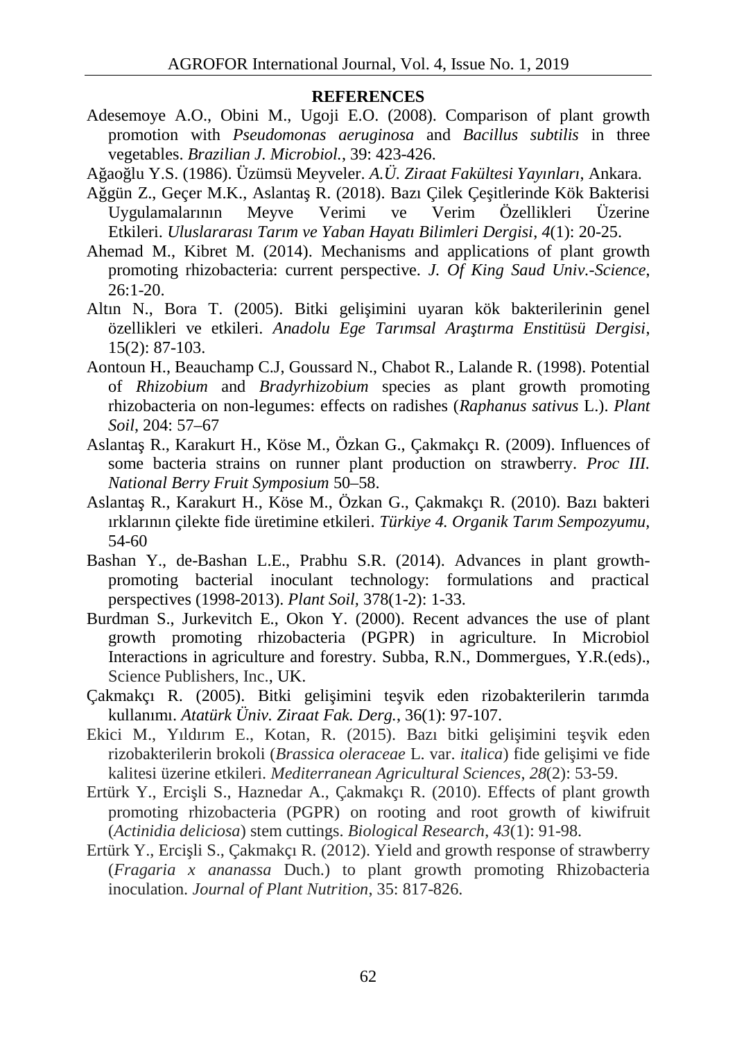**REFERENCES**

Adesemoye A.O., Obini M., Ugoji E.O. (2008). Comparison of plant growth promotion with *Pseudomonas aeruginosa* and *Bacillus subtilis* in three vegetables. *Brazilian J. Microbiol.*, 39: 423-426.

Ağaoğlu Y.S. (1986). Üzümsü Meyveler. *A.Ü. Ziraat Fakültesi Yayınları*, Ankara.

Ağgün Z., Geçer M.K., Aslantaş R. (2018). Bazı Çilek Çeşitlerinde Kök Bakterisi Uygulamalarının Meyve Verimi ve Verim Özellikleri Üzerine Etkileri. *Uluslararası Tarım ve Yaban Hayatı Bilimleri Dergisi*, *4*(1): 20-25.

Ahemad M., Kibret M. (2014). Mechanisms and applications of plant growth promoting rhizobacteria: current perspective. *J. Of King Saud Univ.-Science*, 26:1-20.

Altın N., Bora T. (2005). Bitki gelişimini uyaran kök bakterilerinin genel özellikleri ve etkileri. *Anadolu Ege Tarımsal Araştırma Enstitüsü Dergisi*, 15(2): 87-103.

Aontoun H., Beauchamp C.J, Goussard N., Chabot R., Lalande R. (1998). Potential of *Rhizobium* and *Bradyrhizobium* species as plant growth promoting rhizobacteria on non-legumes: effects on radishes (*Raphanus sativus* L.). *Plant Soil*, 204: 57–67

Aslantaş R., Karakurt H., Köse M., Özkan G., Çakmakçı R. (2009). Influences of some bacteria strains on runner plant production on strawberry. *Proc III. National Berry Fruit Symposium* 50–58.

Aslantaş R., Karakurt H., Köse M., Özkan G., Çakmakçı R. (2010). Bazı bakteri ırklarının çilekte fide üretimine etkileri. *Türkiye 4. Organik Tarım Sempozyumu*, 54-60

Bashan Y., de-Bashan L.E., Prabhu S.R. (2014). Advances in plant growth-promoting bacterial inoculant technology: formulations and practical perspectives (1998-2013). *Plant Soil*, 378(1-2): 1-33.

Burdman S., Jurkevitch E., Okon Y. (2000). Recent advances the use of plant growth promoting rhizobacteria (PGPR) in agriculture. In Microbiol Interactions in agriculture and forestry. Subba, R.N., Dommergues, Y.R.(eds)., Science Publishers, Inc., UK.

Çakmakçı R. (2005). Bitki gelişimini teşvik eden rizobakterilerin tarımda kullanımı. *Atatürk Üniv. Ziraat Fak. Derg.*, 36(1): 97-107.

Ekici M., Yıldırım E., Kotan, R. (2015). Bazı bitki gelişimini teşvik eden rizobakterilerin brokoli (*Brassica oleraceae* L. var. *italica*) fide gelişimi ve fide kalitesi üzerine etkileri. *Mediterranean Agricultural Sciences*, *28*(2): 53-59.

Ertürk Y., Ercişli S., Haznedar A., Çakmakçı R. (2010). Effects of plant growth promoting rhizobacteria (PGPR) on rooting and root growth of kiwifruit (*Actinidia deliciosa*) stem cuttings. *Biological Research*, *43*(1): 91-98.

Ertürk Y., Ercişli S., Çakmakçı R. (2012). Yield and growth response of strawberry (*Fragaria x ananassa* Duch.) to plant growth promoting Rhizobacteria inoculation. *Journal of Plant Nutrition*, 35: 817-826.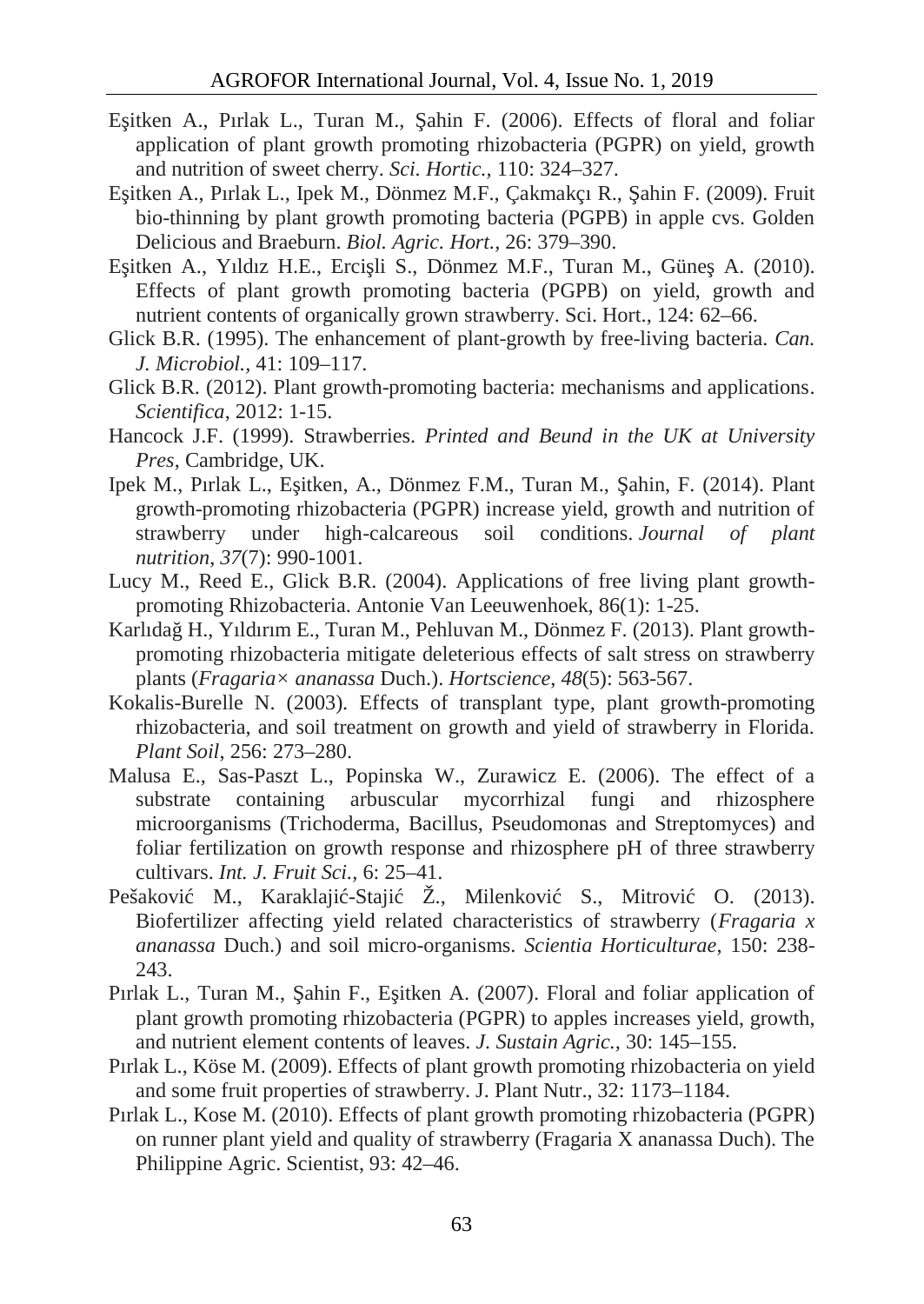Eşitken A., Pırlak L., Turan M., Şahin F. (2006). Effects of floral and foliar application of plant growth promoting rhizobacteria (PGPR) on yield, growth and nutrition of sweet cherry. *Sci. Hortic.*, 110: 324–327.

Eşitken A., Pırlak L., Ipek M., Dönmez M.F., Çakmakçı R., Şahin F. (2009). Fruit bio-thinning by plant growth promoting bacteria (PGPB) in apple cvs. Golden Delicious and Braeburn. *Biol. Agric. Hort.*, 26: 379–390.

Eşitken A., Yıldız H.E., Ercişli S., Dönmez M.F., Turan M., Güneş A. (2010). Effects of plant growth promoting bacteria (PGPB) on yield, growth and nutrient contents of organically grown strawberry. Sci. Hort., 124: 62–66.

Glick B.R. (1995). The enhancement of plant-growth by free-living bacteria. *Can. J. Microbiol.*, 41: 109–117.

Glick B.R. (2012). Plant growth-promoting bacteria: mechanisms and applications. *Scientifica*, 2012: 1-15.

Hancock J.F. (1999). Strawberries. *Printed and Beund in the UK at University Pres*, Cambridge, UK.

Ipek M., Pırlak L., Eşitken, A., Dönmez F.M., Turan M., Şahin, F. (2014). Plant growth-promoting rhizobacteria (PGPR) increase yield, growth and nutrition of strawberry under high-calcareous soil conditions. *Journal of plant nutrition*, *37*(7): 990-1001.

Lucy M., Reed E., Glick B.R. (2004). Applications of free living plant growth-promoting Rhizobacteria. Antonie Van Leeuwenhoek, 86(1): 1-25.

Karlıdağ H., Yıldırım E., Turan M., Pehluvan M., Dönmez F. (2013). Plant growth-promoting rhizobacteria mitigate deleterious effects of salt stress on strawberry plants (*Fragaria× ananassa* Duch.). *Hortscience*, *48*(5): 563-567.

Kokalis-Burelle N. (2003). Effects of transplant type, plant growth-promoting rhizobacteria, and soil treatment on growth and yield of strawberry in Florida. *Plant Soil*, 256: 273–280.

Malusa E., Sas-Paszt L., Popinska W., Zurawicz E. (2006). The effect of a substrate containing arbuscular mycorrhizal fungi and rhizosphere microorganisms (Trichoderma, Bacillus, Pseudomonas and Streptomyces) and foliar fertilization on growth response and rhizosphere pH of three strawberry cultivars. *Int. J. Fruit Sci.*, 6: 25–41.

Pešaković M., Karaklajić-Stajić Ž., Milenković S., Mitrović O. (2013). Biofertilizer affecting yield related characteristics of strawberry (*Fragaria x ananassa* Duch.) and soil micro-organisms. *Scientia Horticulturae*, 150: 238-243.

Pırlak L., Turan M., Şahin F., Eşitken A. (2007). Floral and foliar application of plant growth promoting rhizobacteria (PGPR) to apples increases yield, growth, and nutrient element contents of leaves. *J. Sustain Agric.*, 30: 145–155.

Pırlak L., Köse M. (2009). Effects of plant growth promoting rhizobacteria on yield and some fruit properties of strawberry. J. Plant Nutr., 32: 1173–1184.

Pırlak L., Kose M. (2010). Effects of plant growth promoting rhizobacteria (PGPR) on runner plant yield and quality of strawberry (Fragaria X ananassa Duch). The Philippine Agric. Scientist, 93: 42–46.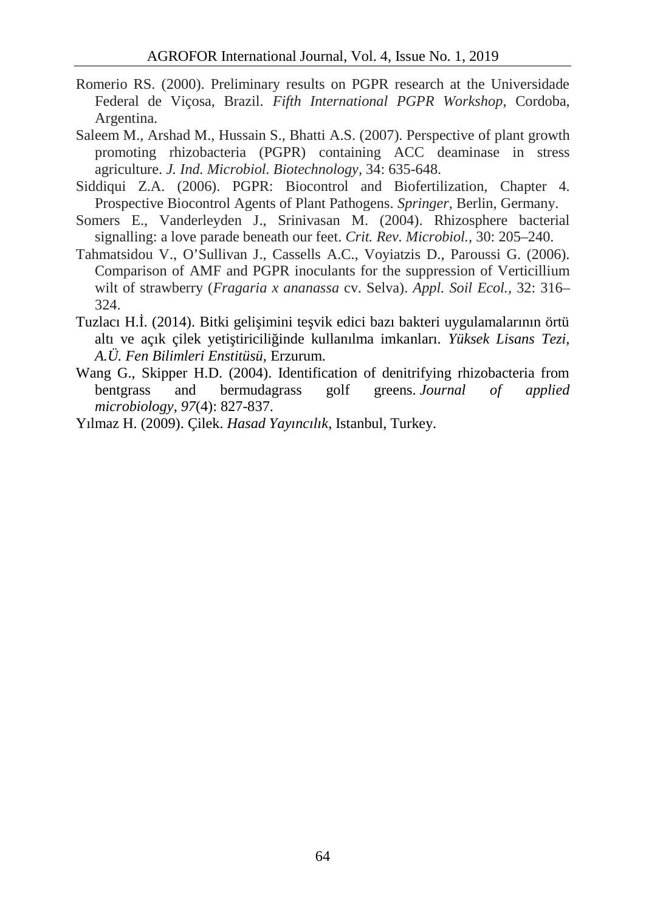Romerio RS. (2000). Preliminary results on PGPR research at the Universidade Federal de Viçosa, Brazil. *Fifth International PGPR Workshop*, Cordoba, Argentina.

Saleem M., Arshad M., Hussain S., Bhatti A.S. (2007). Perspective of plant growth promoting rhizobacteria (PGPR) containing ACC deaminase in stress agriculture. *J. Ind. Microbiol. Biotechnology*, 34: 635-648.

Siddiqui Z.A. (2006). PGPR: Biocontrol and Biofertilization, Chapter 4. Prospective Biocontrol Agents of Plant Pathogens. *Springer*, Berlin, Germany.

Somers E., Vanderleyden J., Srinivasan M. (2004). Rhizosphere bacterial signalling: a love parade beneath our feet. *Crit. Rev. Microbiol.*, 30: 205–240.

Tahmatsidou V., O'Sullivan J., Cassells A.C., Voyiatzis D., Paroussi G. (2006). Comparison of AMF and PGPR inoculants for the suppression of Verticillium wilt of strawberry (*Fragaria x ananassa* cv. Selva). *Appl. Soil Ecol.*, 32: 316–324.

Tuzlacı H.İ. (2014). Bitki gelişimini teşvik edici bazı bakteri uygulamalarının örtü altı ve açık çilek yetiştiriciliğinde kullanılma imkanları. *Yüksek Lisans Tezi, A.Ü. Fen Bilimleri Enstitüsü*, Erzurum.

Wang G., Skipper H.D. (2004). Identification of denitrifying rhizobacteria from bentgrass and bermudagrass golf greens. *Journal of applied microbiology*, *97*(4): 827-837.

Yılmaz H. (2009). Çilek. *Hasad Yayıncılık*, Istanbul, Turkey.